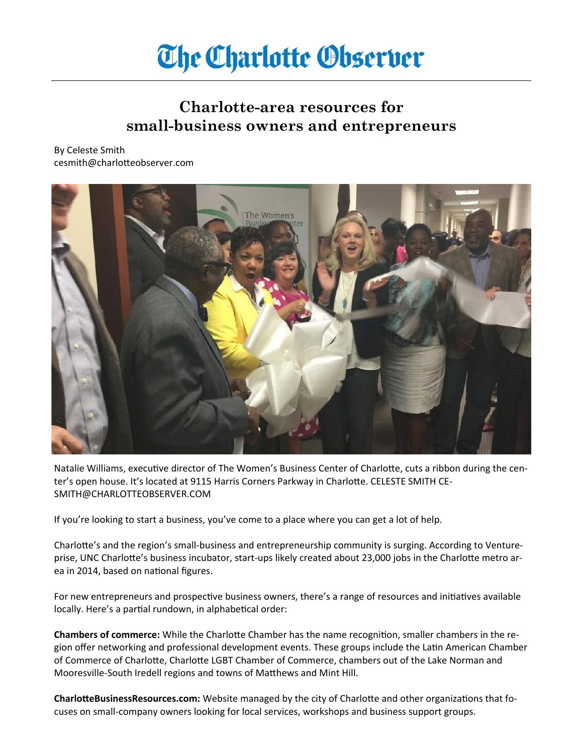# The Charlotte Observer

## Charlotte-area resources for small-business owners and entrepreneurs

By Celeste Smith
cesmith@charlotteobserver.com

Natalie Williams, executive director of The Women's Business Center of Charlotte, cuts a ribbon during the center's open house. It's located at 9115 Harris Corners Parkway in Charlotte. CELESTE SMITH CESMITH@CHARLOTTEOBSERVER.COM

If you're looking to start a business, you've come to a place where you can get a lot of help.

Charlotte's and the region's small-business and entrepreneurship community is surging. According to Ventureprise, UNC Charlotte's business incubator, start-ups likely created about 23,000 jobs in the Charlotte metro area in 2014, based on national figures.

For new entrepreneurs and prospective business owners, there's a range of resources and initiatives available locally. Here's a partial rundown, in alphabetical order:

**Chambers of commerce:** While the Charlotte Chamber has the name recognition, smaller chambers in the region offer networking and professional development events. These groups include the Latin American Chamber of Commerce of Charlotte, Charlotte LGBT Chamber of Commerce, chambers out of the Lake Norman and Mooresville-South Iredell regions and towns of Matthews and Mint Hill.

**CharlotteBusinessResources.com:** Website managed by the city of Charlotte and other organizations that focuses on small-company owners looking for local services, workshops and business support groups.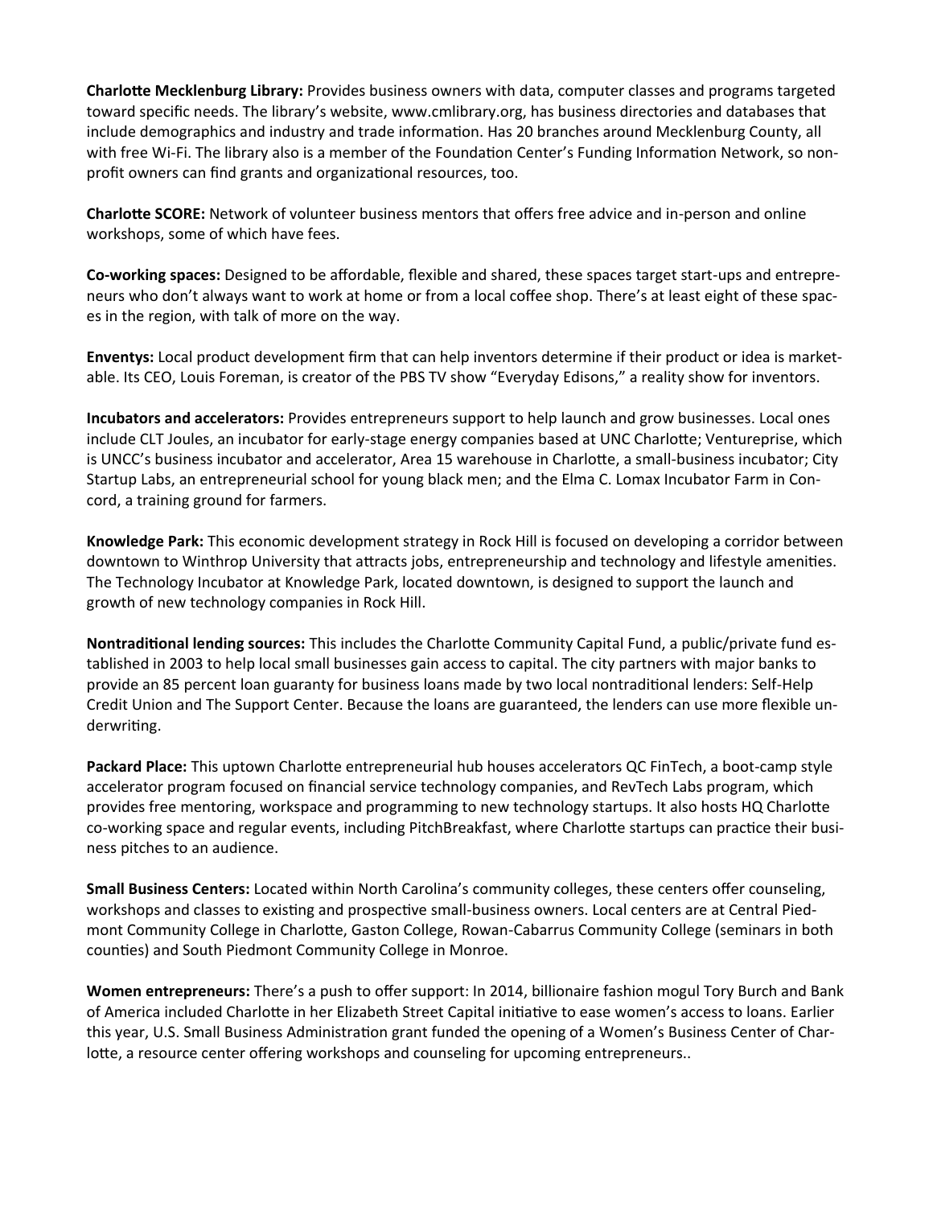**Charlotte Mecklenburg Library:** Provides business owners with data, computer classes and programs targeted toward specific needs. The library's website, www.cmlibrary.org, has business directories and databases that include demographics and industry and trade information. Has 20 branches around Mecklenburg County, all with free Wi-Fi. The library also is a member of the Foundation Center's Funding Information Network, so non-profit owners can find grants and organizational resources, too.

**Charlotte SCORE:** Network of volunteer business mentors that offers free advice and in-person and online workshops, some of which have fees.

**Co-working spaces:** Designed to be affordable, flexible and shared, these spaces target start-ups and entrepreneurs who don't always want to work at home or from a local coffee shop. There's at least eight of these spaces in the region, with talk of more on the way.

**Enventys:** Local product development firm that can help inventors determine if their product or idea is marketable. Its CEO, Louis Foreman, is creator of the PBS TV show "Everyday Edisons," a reality show for inventors.

**Incubators and accelerators:** Provides entrepreneurs support to help launch and grow businesses. Local ones include CLT Joules, an incubator for early-stage energy companies based at UNC Charlotte; Ventureprise, which is UNCC's business incubator and accelerator, Area 15 warehouse in Charlotte, a small-business incubator; City Startup Labs, an entrepreneurial school for young black men; and the Elma C. Lomax Incubator Farm in Concord, a training ground for farmers.

**Knowledge Park:** This economic development strategy in Rock Hill is focused on developing a corridor between downtown to Winthrop University that attracts jobs, entrepreneurship and technology and lifestyle amenities. The Technology Incubator at Knowledge Park, located downtown, is designed to support the launch and growth of new technology companies in Rock Hill.

**Nontraditional lending sources:** This includes the Charlotte Community Capital Fund, a public/private fund established in 2003 to help local small businesses gain access to capital. The city partners with major banks to provide an 85 percent loan guaranty for business loans made by two local nontraditional lenders: Self-Help Credit Union and The Support Center. Because the loans are guaranteed, the lenders can use more flexible underwriting.

**Packard Place:** This uptown Charlotte entrepreneurial hub houses accelerators QC FinTech, a boot-camp style accelerator program focused on financial service technology companies, and RevTech Labs program, which provides free mentoring, workspace and programming to new technology startups. It also hosts HQ Charlotte co-working space and regular events, including PitchBreakfast, where Charlotte startups can practice their business pitches to an audience.

**Small Business Centers:** Located within North Carolina's community colleges, these centers offer counseling, workshops and classes to existing and prospective small-business owners. Local centers are at Central Piedmont Community College in Charlotte, Gaston College, Rowan-Cabarrus Community College (seminars in both counties) and South Piedmont Community College in Monroe.

**Women entrepreneurs:** There's a push to offer support: In 2014, billionaire fashion mogul Tory Burch and Bank of America included Charlotte in her Elizabeth Street Capital initiative to ease women's access to loans. Earlier this year, U.S. Small Business Administration grant funded the opening of a Women's Business Center of Charlotte, a resource center offering workshops and counseling for upcoming entrepreneurs..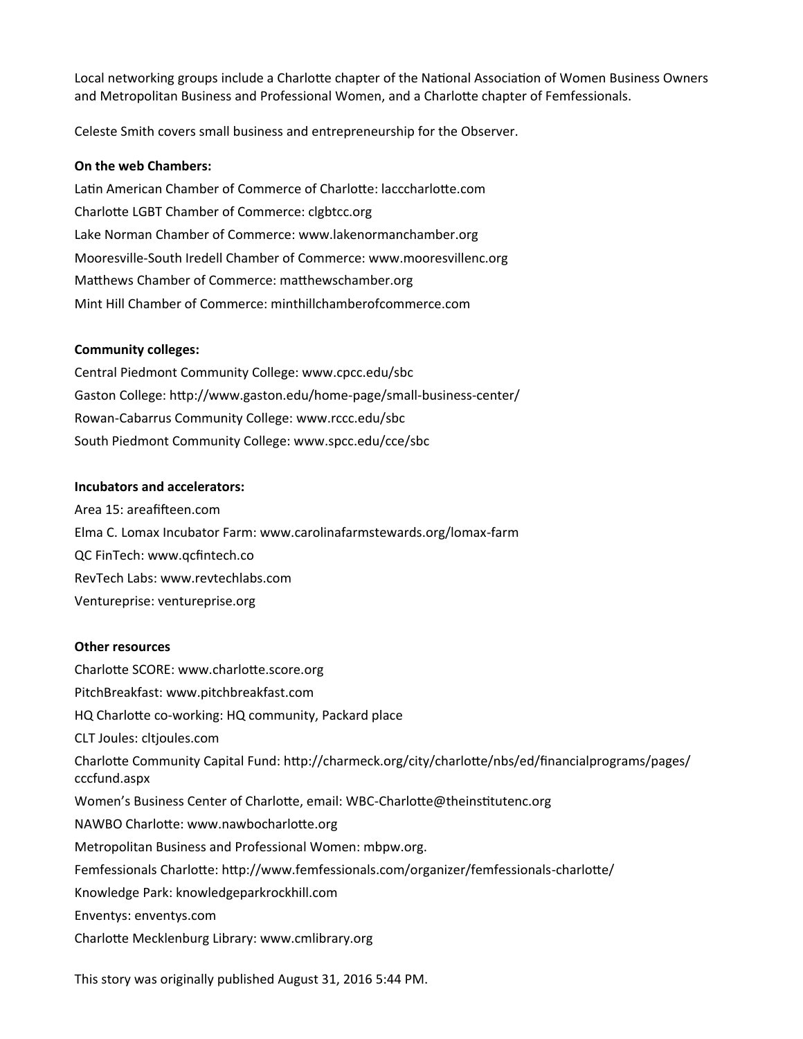Local networking groups include a Charlotte chapter of the National Association of Women Business Owners and Metropolitan Business and Professional Women, and a Charlotte chapter of Femfessionals.

Celeste Smith covers small business and entrepreneurship for the Observer.

**On the web Chambers:**

Latin American Chamber of Commerce of Charlotte: lacccharlotte.com

Charlotte LGBT Chamber of Commerce: clgbtcc.org

Lake Norman Chamber of Commerce: www.lakenormanchamber.org

Mooresville-South Iredell Chamber of Commerce: www.mooresvillenc.org

Matthews Chamber of Commerce: matthewschamber.org

Mint Hill Chamber of Commerce: minthillchamberofcommerce.com

**Community colleges:**

Central Piedmont Community College: www.cpcc.edu/sbc

Gaston College: http://www.gaston.edu/home-page/small-business-center/

Rowan-Cabarrus Community College: www.rccc.edu/sbc

South Piedmont Community College: www.spcc.edu/cce/sbc

**Incubators and accelerators:**

Area 15: areafifteen.com

Elma C. Lomax Incubator Farm: www.carolinafarmstewards.org/lomax-farm

QC FinTech: www.qcfintech.co

RevTech Labs: www.revtechlabs.com

Ventureprise: ventureprise.org

**Other resources**

Charlotte SCORE: www.charlotte.score.org

PitchBreakfast: www.pitchbreakfast.com

HQ Charlotte co-working: HQ community, Packard place

CLT Joules: cltjoules.com

Charlotte Community Capital Fund: http://charmeck.org/city/charlotte/nbs/ed/financialprograms/pages/cccfund.aspx

Women's Business Center of Charlotte, email: WBC-Charlotte@theinstitutenc.org

NAWBO Charlotte: www.nawbocharlotte.org

Metropolitan Business and Professional Women: mbpw.org.

Femfessionals Charlotte: http://www.femfessionals.com/organizer/femfessionals-charlotte/

Knowledge Park: knowledgeparkrockhill.com

Enventys: enventys.com

Charlotte Mecklenburg Library: www.cmlibrary.org

This story was originally published August 31, 2016 5:44 PM.